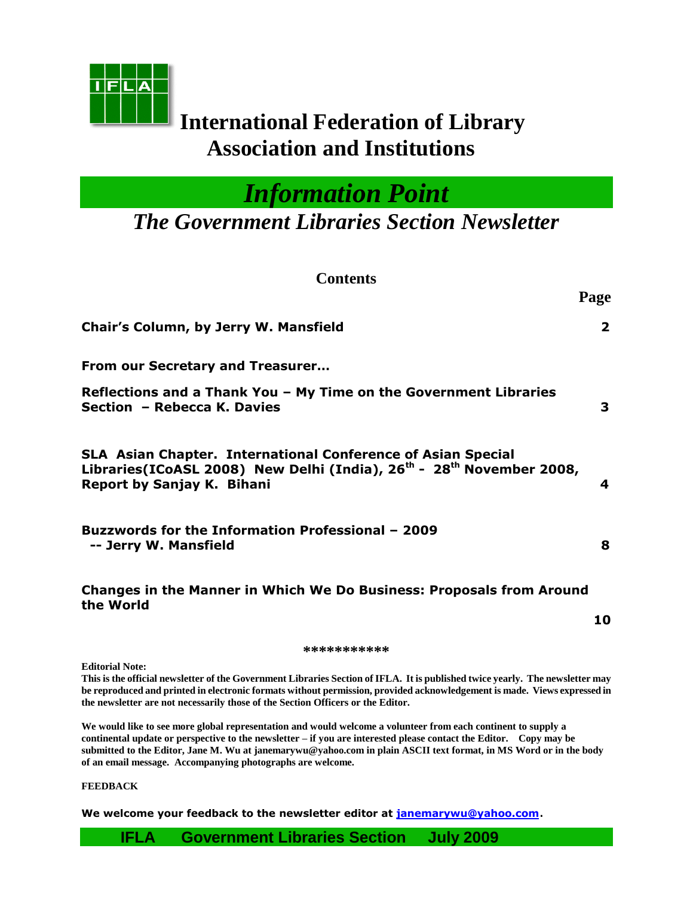# International Federation of Library Association and Institutions

## *Information Point*

## *The Government Libraries Section Newsletter*

### Contents

| | Page |
|---|---|
| **Chair's Column, by Jerry W. Mansfield** | **2** |
| **From our Secretary and Treasurer…** | |
| **Reflections and a Thank You – My Time on the Government Libraries Section – Rebecca K. Davies** | **3** |
| **SLA Asian Chapter. International Conference of Asian Special Libraries(ICoASL 2008) New Delhi (India), 26th - 28th November 2008, Report by Sanjay K. Bihani** | **4** |
| **Buzzwords for the Information Professional – 2009 -- Jerry W. Mansfield** | **8** |
| **Changes in the Manner in Which We Do Business: Proposals from Around the World** | **10** |

***********

**Editorial Note:**

**This is the official newsletter of the Government Libraries Section of IFLA. It is published twice yearly. The newsletter may be reproduced and printed in electronic formats without permission, provided acknowledgement is made. Views expressed in the newsletter are not necessarily those of the Section Officers or the Editor.**

**We would like to see more global representation and would welcome a volunteer from each continent to supply a continental update or perspective to the newsletter – if you are interested please contact the Editor. Copy may be submitted to the Editor, Jane M. Wu at janemarywu@yahoo.com in plain ASCII text format, in MS Word or in the body of an email message. Accompanying photographs are welcome.**

**FEEDBACK**

**We welcome your feedback to the newsletter editor at [janemarywu@yahoo.com](mailto:janemarywu@yahoo.com).**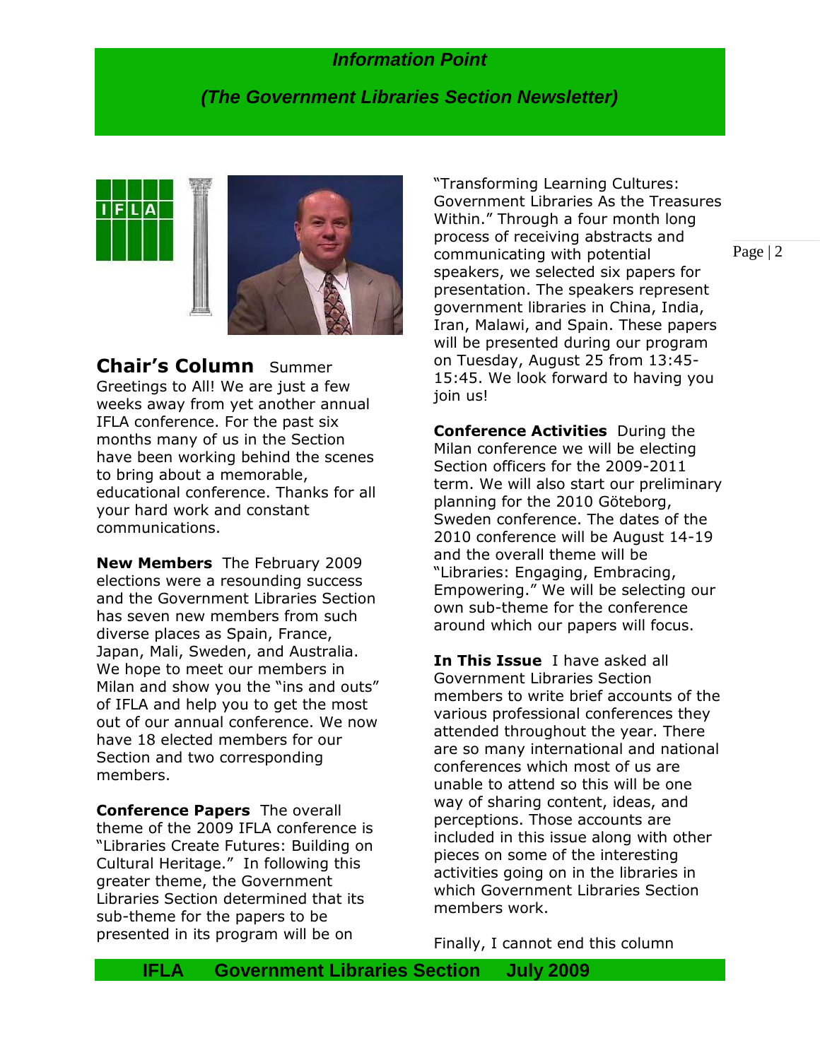# Information Point

## (The Government Libraries Section Newsletter)

**Chair's Column** Summer Greetings to All! We are just a few weeks away from yet another annual IFLA conference. For the past six months many of us in the Section have been working behind the scenes to bring about a memorable, educational conference. Thanks for all your hard work and constant communications.

**New Members** The February 2009 elections were a resounding success and the Government Libraries Section has seven new members from such diverse places as Spain, France, Japan, Mali, Sweden, and Australia. We hope to meet our members in Milan and show you the "ins and outs" of IFLA and help you to get the most out of our annual conference. We now have 18 elected members for our Section and two corresponding members.

**Conference Papers** The overall theme of the 2009 IFLA conference is "Libraries Create Futures: Building on Cultural Heritage." In following this greater theme, the Government Libraries Section determined that its sub-theme for the papers to be presented in its program will be on "Transforming Learning Cultures: Government Libraries As the Treasures Within." Through a four month long process of receiving abstracts and communicating with potential speakers, we selected six papers for presentation. The speakers represent government libraries in China, India, Iran, Malawi, and Spain. These papers will be presented during our program on Tuesday, August 25 from 13:45-15:45. We look forward to having you join us!

**Conference Activities** During the Milan conference we will be electing Section officers for the 2009-2011 term. We will also start our preliminary planning for the 2010 Göteborg, Sweden conference. The dates of the 2010 conference will be August 14-19 and the overall theme will be "Libraries: Engaging, Embracing, Empowering." We will be selecting our own sub-theme for the conference around which our papers will focus.

**In This Issue** I have asked all Government Libraries Section members to write brief accounts of the various professional conferences they attended throughout the year. There are so many international and national conferences which most of us are unable to attend so this will be one way of sharing content, ideas, and perceptions. Those accounts are included in this issue along with other pieces on some of the interesting activities going on in the libraries in which Government Libraries Section members work.

Finally, I cannot end this column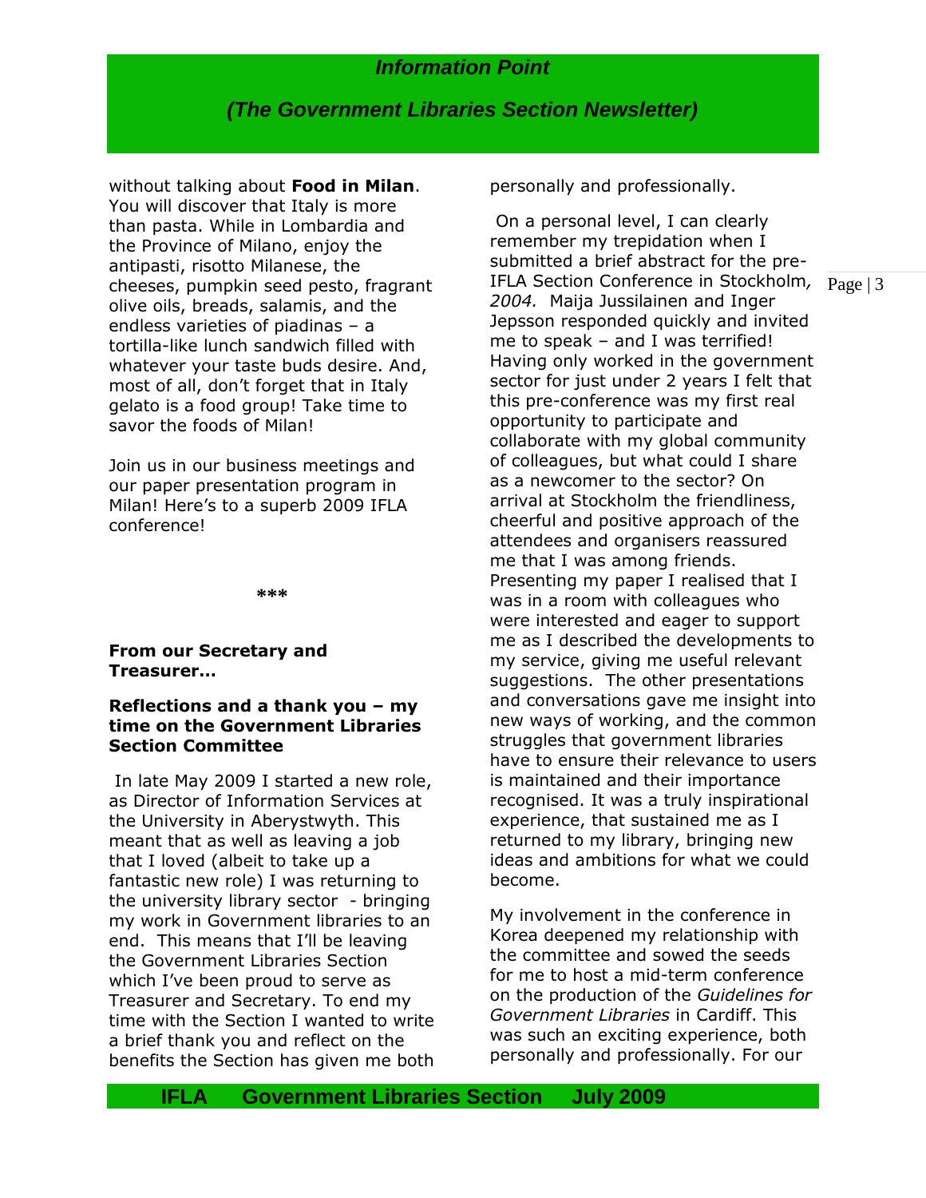without talking about **Food in Milan**. You will discover that Italy is more than pasta. While in Lombardia and the Province of Milano, enjoy the antipasti, risotto Milanese, the cheeses, pumpkin seed pesto, fragrant olive oils, breads, salamis, and the endless varieties of piadinas – a tortilla-like lunch sandwich filled with whatever your taste buds desire. And, most of all, don't forget that in Italy gelato is a food group! Take time to savor the foods of Milan!

Join us in our business meetings and our paper presentation program in Milan! Here's to a superb 2009 IFLA conference!

***

**From our Secretary and Treasurer…**

**Reflections and a thank you – my time on the Government Libraries Section Committee**

In late May 2009 I started a new role, as Director of Information Services at the University in Aberystwyth. This meant that as well as leaving a job that I loved (albeit to take up a fantastic new role) I was returning to the university library sector - bringing my work in Government libraries to an end. This means that I'll be leaving the Government Libraries Section which I've been proud to serve as Treasurer and Secretary. To end my time with the Section I wanted to write a brief thank you and reflect on the benefits the Section has given me both personally and professionally.

On a personal level, I can clearly remember my trepidation when I submitted a brief abstract for the pre-IFLA Section Conference in Stockholm, *2004.* Maija Jussilainen and Inger Jepsson responded quickly and invited me to speak – and I was terrified! Having only worked in the government sector for just under 2 years I felt that this pre-conference was my first real opportunity to participate and collaborate with my global community of colleagues, but what could I share as a newcomer to the sector? On arrival at Stockholm the friendliness, cheerful and positive approach of the attendees and organisers reassured me that I was among friends. Presenting my paper I realised that I was in a room with colleagues who were interested and eager to support me as I described the developments to my service, giving me useful relevant suggestions. The other presentations and conversations gave me insight into new ways of working, and the common struggles that government libraries have to ensure their relevance to users is maintained and their importance recognised. It was a truly inspirational experience, that sustained me as I returned to my library, bringing new ideas and ambitions for what we could become.

My involvement in the conference in Korea deepened my relationship with the committee and sowed the seeds for me to host a mid-term conference on the production of the *Guidelines for Government Libraries* in Cardiff. This was such an exciting experience, both personally and professionally. For our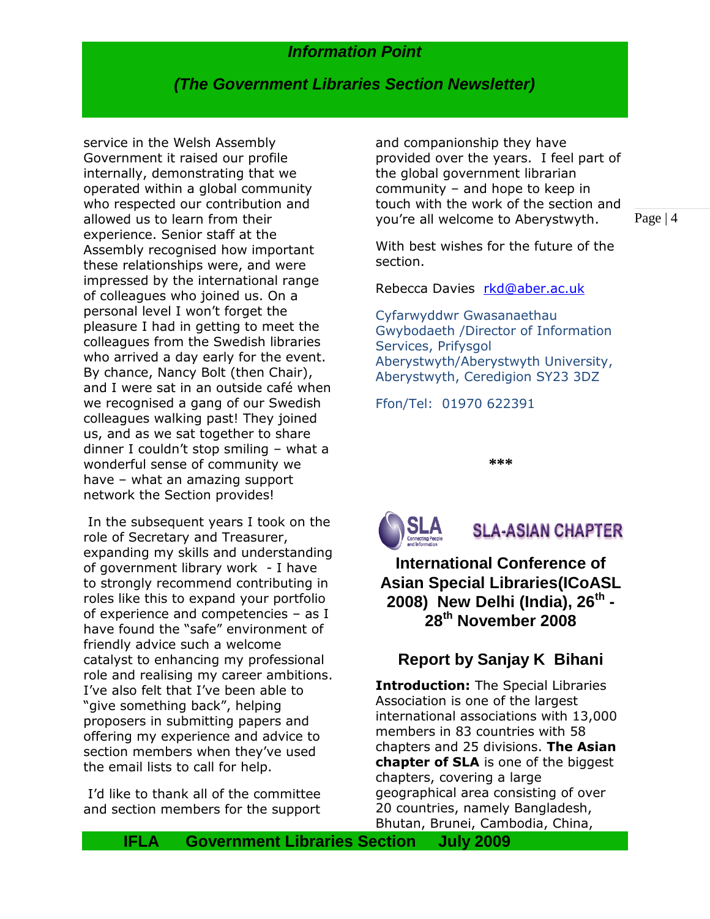service in the Welsh Assembly Government it raised our profile internally, demonstrating that we operated within a global community who respected our contribution and allowed us to learn from their experience. Senior staff at the Assembly recognised how important these relationships were, and were impressed by the international range of colleagues who joined us. On a personal level I won't forget the pleasure I had in getting to meet the colleagues from the Swedish libraries who arrived a day early for the event. By chance, Nancy Bolt (then Chair), and I were sat in an outside café when we recognised a gang of our Swedish colleagues walking past! They joined us, and as we sat together to share dinner I couldn't stop smiling – what a wonderful sense of community we have – what an amazing support network the Section provides!

In the subsequent years I took on the role of Secretary and Treasurer, expanding my skills and understanding of government library work - I have to strongly recommend contributing in roles like this to expand your portfolio of experience and competencies – as I have found the "safe" environment of friendly advice such a welcome catalyst to enhancing my professional role and realising my career ambitions. I've also felt that I've been able to "give something back", helping proposers in submitting papers and offering my experience and advice to section members when they've used the email lists to call for help.

I'd like to thank all of the committee and section members for the support and companionship they have provided over the years. I feel part of the global government librarian community – and hope to keep in touch with the work of the section and you're all welcome to Aberystwyth.

With best wishes for the future of the section.

Rebecca Davies rkd@aber.ac.uk

Cyfarwyddwr Gwasanaethau Gwybodaeth /Director of Information Services, Prifysgol Aberystwyth/Aberystwyth University, Aberystwyth, Ceredigion SY23 3DZ

Ffon/Tel: 01970 622391

***

SLA Connecting People and Information — SLA-ASIAN CHAPTER

## International Conference of Asian Special Libraries(ICoASL 2008) New Delhi (India), 26th - 28th November 2008

### Report by Sanjay K Bihani

**Introduction:** The Special Libraries Association is one of the largest international associations with 13,000 members in 83 countries with 58 chapters and 25 divisions. **The Asian chapter of SLA** is one of the biggest chapters, covering a large geographical area consisting of over 20 countries, namely Bangladesh, Bhutan, Brunei, Cambodia, China,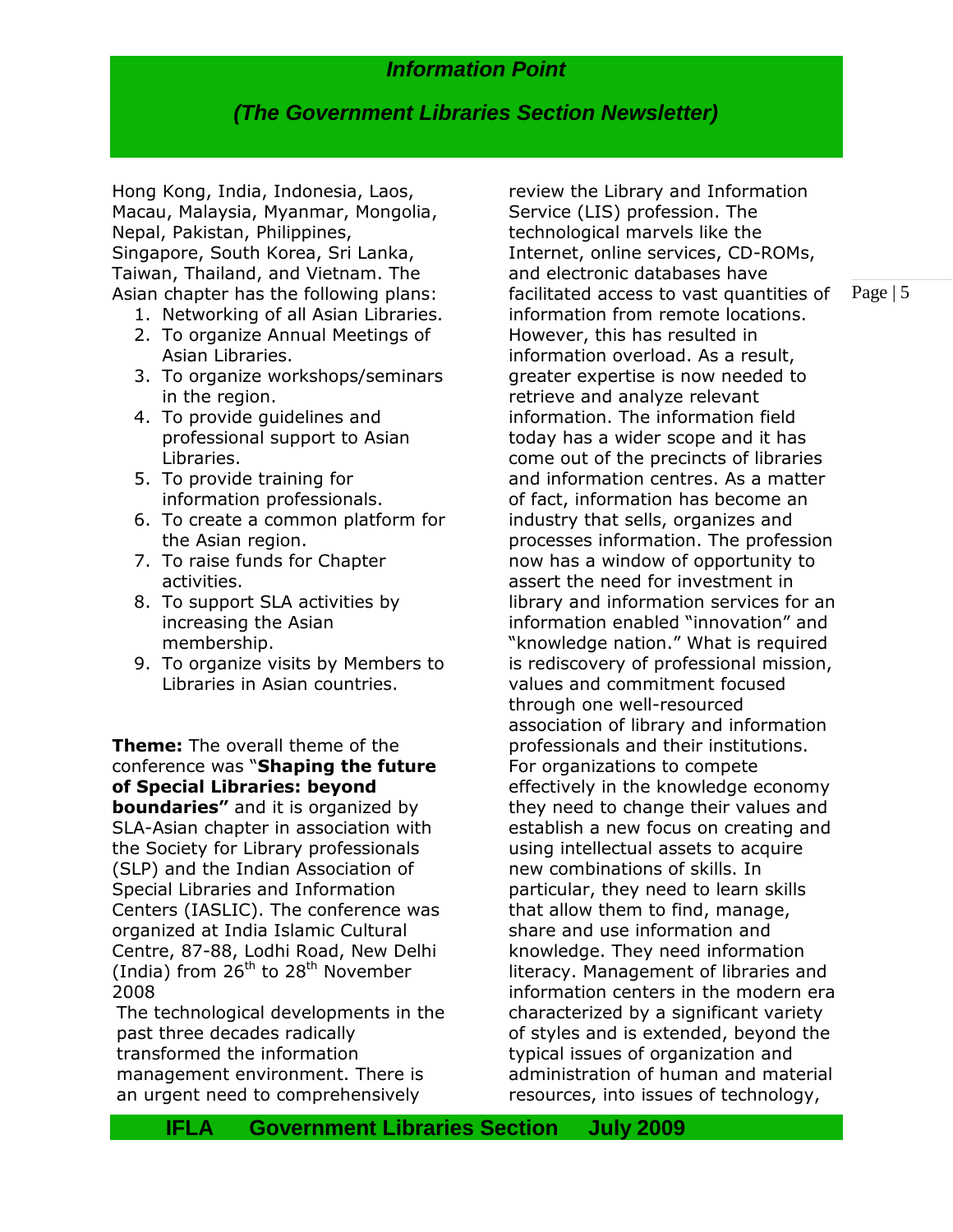Hong Kong, India, Indonesia, Laos, Macau, Malaysia, Myanmar, Mongolia, Nepal, Pakistan, Philippines, Singapore, South Korea, Sri Lanka, Taiwan, Thailand, and Vietnam. The Asian chapter has the following plans:

1. Networking of all Asian Libraries.
2. To organize Annual Meetings of Asian Libraries.
3. To organize workshops/seminars in the region.
4. To provide guidelines and professional support to Asian Libraries.
5. To provide training for information professionals.
6. To create a common platform for the Asian region.
7. To raise funds for Chapter activities.
8. To support SLA activities by increasing the Asian membership.
9. To organize visits by Members to Libraries in Asian countries.

**Theme:** The overall theme of the conference was "**Shaping the future of Special Libraries: beyond boundaries"** and it is organized by SLA-Asian chapter in association with the Society for Library professionals (SLP) and the Indian Association of Special Libraries and Information Centers (IASLIC). The conference was organized at India Islamic Cultural Centre, 87-88, Lodhi Road, New Delhi (India) from 26th to 28th November 2008

The technological developments in the past three decades radically transformed the information management environment. There is an urgent need to comprehensively review the Library and Information Service (LIS) profession. The technological marvels like the Internet, online services, CD-ROMs, and electronic databases have facilitated access to vast quantities of information from remote locations. However, this has resulted in information overload. As a result, greater expertise is now needed to retrieve and analyze relevant information. The information field today has a wider scope and it has come out of the precincts of libraries and information centres. As a matter of fact, information has become an industry that sells, organizes and processes information. The profession now has a window of opportunity to assert the need for investment in library and information services for an information enabled "innovation" and "knowledge nation." What is required is rediscovery of professional mission, values and commitment focused through one well-resourced association of library and information professionals and their institutions. For organizations to compete effectively in the knowledge economy they need to change their values and establish a new focus on creating and using intellectual assets to acquire new combinations of skills. In particular, they need to learn skills that allow them to find, manage, share and use information and knowledge. They need information literacy. Management of libraries and information centers in the modern era characterized by a significant variety of styles and is extended, beyond the typical issues of organization and administration of human and material resources, into issues of technology,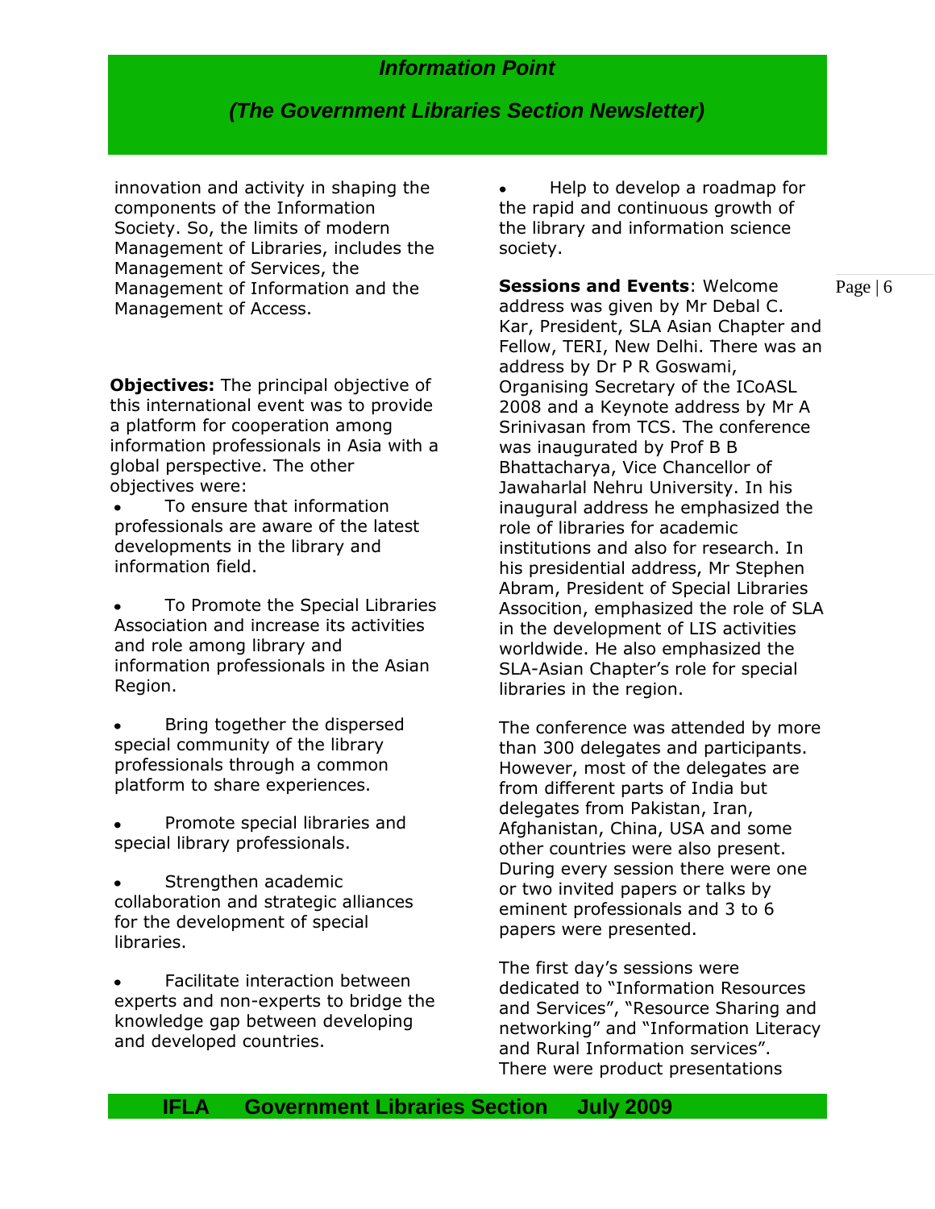innovation and activity in shaping the components of the Information Society. So, the limits of modern Management of Libraries, includes the Management of Services, the Management of Information and the Management of Access.

**Objectives:** The principal objective of this international event was to provide a platform for cooperation among information professionals in Asia with a global perspective. The other objectives were:

- To ensure that information professionals are aware of the latest developments in the library and information field.
- To Promote the Special Libraries Association and increase its activities and role among library and information professionals in the Asian Region.
- Bring together the dispersed special community of the library professionals through a common platform to share experiences.
- Promote special libraries and special library professionals.
- Strengthen academic collaboration and strategic alliances for the development of special libraries.
- Facilitate interaction between experts and non-experts to bridge the knowledge gap between developing and developed countries.
- Help to develop a roadmap for the rapid and continuous growth of the library and information science society.

**Sessions and Events**: Welcome address was given by Mr Debal C. Kar, President, SLA Asian Chapter and Fellow, TERI, New Delhi. There was an address by Dr P R Goswami, Organising Secretary of the ICoASL 2008 and a Keynote address by Mr A Srinivasan from TCS. The conference was inaugurated by Prof B B Bhattacharya, Vice Chancellor of Jawaharlal Nehru University. In his inaugural address he emphasized the role of libraries for academic institutions and also for research. In his presidential address, Mr Stephen Abram, President of Special Libraries Assocition, emphasized the role of SLA in the development of LIS activities worldwide. He also emphasized the SLA-Asian Chapter's role for special libraries in the region.

The conference was attended by more than 300 delegates and participants. However, most of the delegates are from different parts of India but delegates from Pakistan, Iran, Afghanistan, China, USA and some other countries were also present. During every session there were one or two invited papers or talks by eminent professionals and 3 to 6 papers were presented.

The first day's sessions were dedicated to "Information Resources and Services", "Resource Sharing and networking" and "Information Literacy and Rural Information services". There were product presentations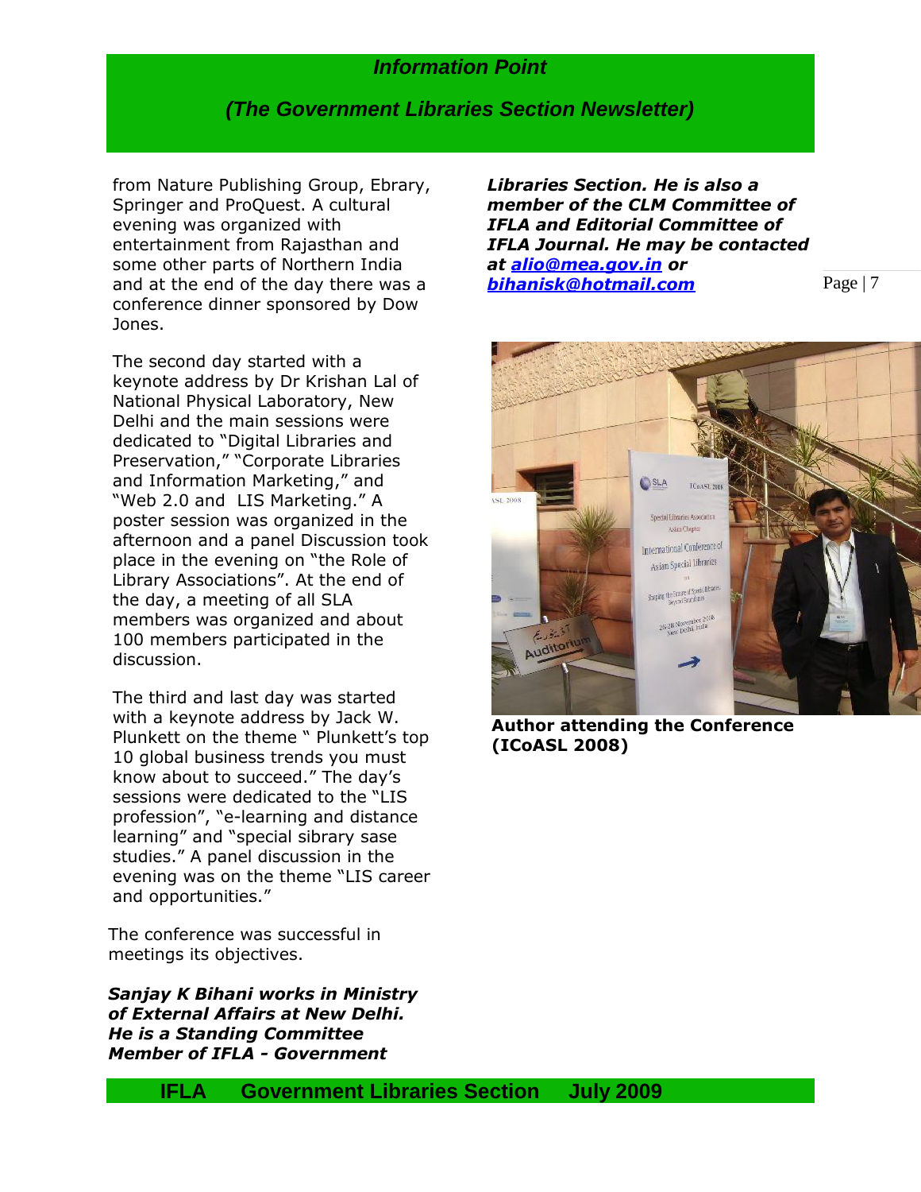from Nature Publishing Group, Ebrary, Springer and ProQuest. A cultural evening was organized with entertainment from Rajasthan and some other parts of Northern India and at the end of the day there was a conference dinner sponsored by Dow Jones.

The second day started with a keynote address by Dr Krishan Lal of National Physical Laboratory, New Delhi and the main sessions were dedicated to "Digital Libraries and Preservation," "Corporate Libraries and Information Marketing," and "Web 2.0 and LIS Marketing." A poster session was organized in the afternoon and a panel Discussion took place in the evening on "the Role of Library Associations". At the end of the day, a meeting of all SLA members was organized and about 100 members participated in the discussion.

The third and last day was started with a keynote address by Jack W. Plunkett on the theme " Plunkett's top 10 global business trends you must know about to succeed." The day's sessions were dedicated to the "LIS profession", "e-learning and distance learning" and "special sibrary sase studies." A panel discussion in the evening was on the theme "LIS career and opportunities."

The conference was successful in meetings its objectives.

***Sanjay K Bihani works in Ministry of External Affairs at New Delhi. He is a Standing Committee Member of IFLA - Government Libraries Section. He is also a member of the CLM Committee of IFLA and Editorial Committee of IFLA Journal. He may be contacted at [alio@mea.gov.in](mailto:alio@mea.gov.in) or [bihanisk@hotmail.com](mailto:bihanisk@hotmail.com)***

**Author attending the Conference (ICoASL 2008)**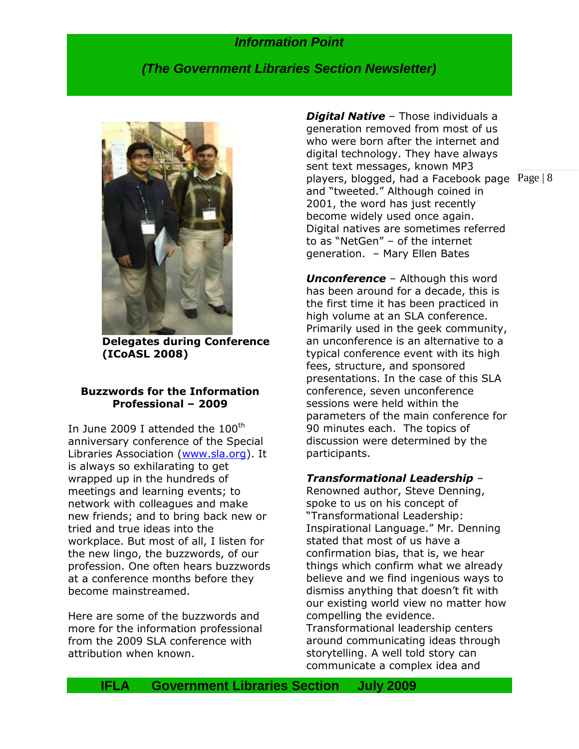Delegates during Conference (ICoASL 2008)

### Buzzwords for the Information Professional – 2009

In June 2009 I attended the 100th anniversary conference of the Special Libraries Association (www.sla.org). It is always so exhilarating to get wrapped up in the hundreds of meetings and learning events; to network with colleagues and make new friends; and to bring back new or tried and true ideas into the workplace. But most of all, I listen for the new lingo, the buzzwords, of our profession. One often hears buzzwords at a conference months before they become mainstreamed.

Here are some of the buzzwords and more for the information professional from the 2009 SLA conference with attribution when known.

***Digital Native*** – Those individuals a generation removed from most of us who were born after the internet and digital technology. They have always sent text messages, known MP3 players, blogged, had a Facebook page and "tweeted." Although coined in 2001, the word has just recently become widely used once again. Digital natives are sometimes referred to as "NetGen" – of the internet generation. – Mary Ellen Bates

***Unconference*** – Although this word has been around for a decade, this is the first time it has been practiced in high volume at an SLA conference. Primarily used in the geek community, an unconference is an alternative to a typical conference event with its high fees, structure, and sponsored presentations. In the case of this SLA conference, seven unconference sessions were held within the parameters of the main conference for 90 minutes each. The topics of discussion were determined by the participants.

***Transformational Leadership*** – Renowned author, Steve Denning, spoke to us on his concept of "Transformational Leadership: Inspirational Language." Mr. Denning stated that most of us have a confirmation bias, that is, we hear things which confirm what we already believe and we find ingenious ways to dismiss anything that doesn't fit with our existing world view no matter how compelling the evidence. Transformational leadership centers around communicating ideas through storytelling. A well told story can communicate a complex idea and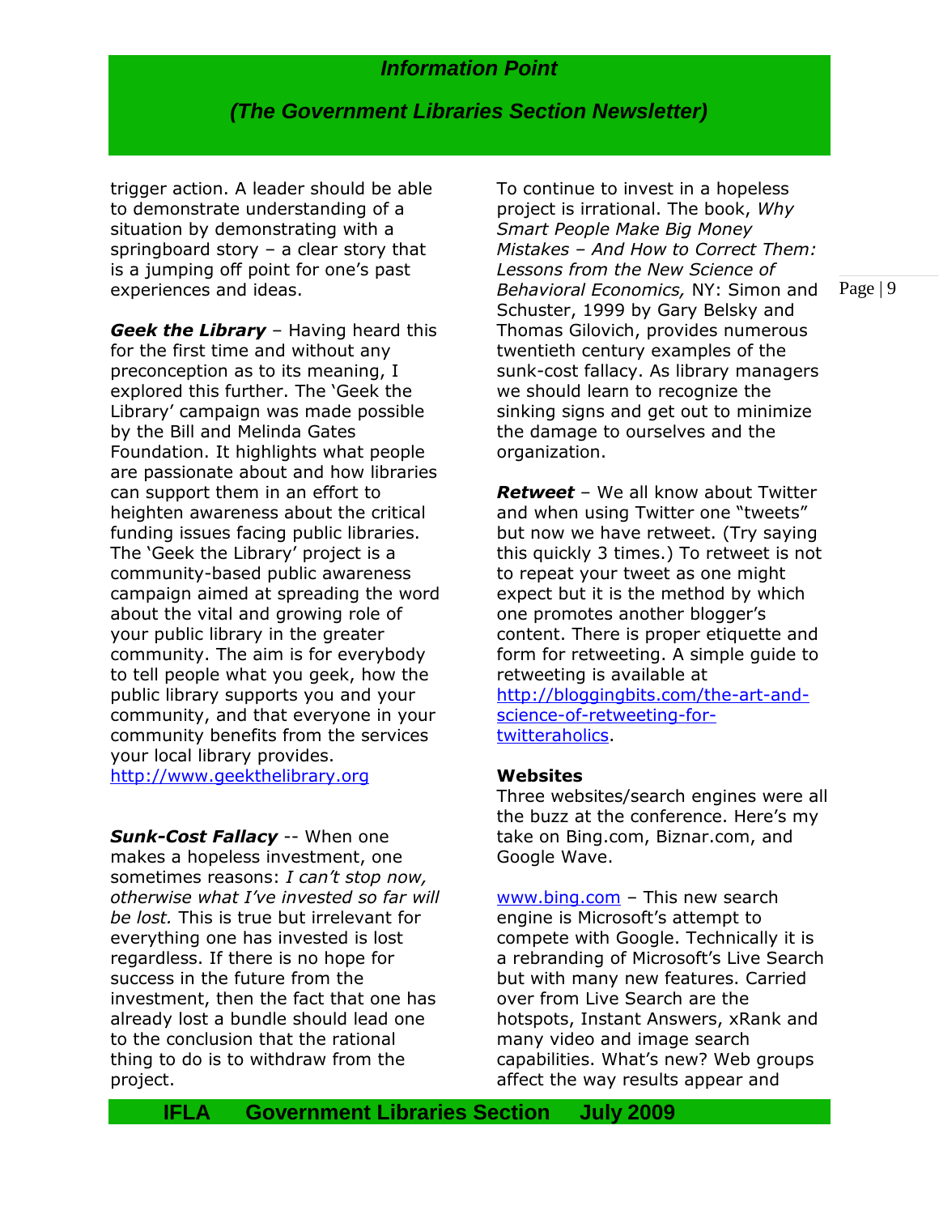trigger action. A leader should be able to demonstrate understanding of a situation by demonstrating with a springboard story – a clear story that is a jumping off point for one's past experiences and ideas.

***Geek the Library*** – Having heard this for the first time and without any preconception as to its meaning, I explored this further. The 'Geek the Library' campaign was made possible by the Bill and Melinda Gates Foundation. It highlights what people are passionate about and how libraries can support them in an effort to heighten awareness about the critical funding issues facing public libraries. The 'Geek the Library' project is a community-based public awareness campaign aimed at spreading the word about the vital and growing role of your public library in the greater community. The aim is for everybody to tell people what you geek, how the public library supports you and your community, and that everyone in your community benefits from the services your local library provides. http://www.geekthelibrary.org

***Sunk-Cost Fallacy*** -- When one makes a hopeless investment, one sometimes reasons: *I can't stop now, otherwise what I've invested so far will be lost.* This is true but irrelevant for everything one has invested is lost regardless. If there is no hope for success in the future from the investment, then the fact that one has already lost a bundle should lead one to the conclusion that the rational thing to do is to withdraw from the project.

To continue to invest in a hopeless project is irrational. The book, *Why Smart People Make Big Money Mistakes – And How to Correct Them: Lessons from the New Science of Behavioral Economics,* NY: Simon and Schuster, 1999 by Gary Belsky and Thomas Gilovich, provides numerous twentieth century examples of the sunk-cost fallacy. As library managers we should learn to recognize the sinking signs and get out to minimize the damage to ourselves and the organization.

***Retweet*** – We all know about Twitter and when using Twitter one "tweets" but now we have retweet. (Try saying this quickly 3 times.) To retweet is not to repeat your tweet as one might expect but it is the method by which one promotes another blogger's content. There is proper etiquette and form for retweeting. A simple guide to retweeting is available at http://bloggingbits.com/the-art-and-science-of-retweeting-for-twitteraholics.

**Websites**

Three websites/search engines were all the buzz at the conference. Here's my take on Bing.com, Biznar.com, and Google Wave.

www.bing.com – This new search engine is Microsoft's attempt to compete with Google. Technically it is a rebranding of Microsoft's Live Search but with many new features. Carried over from Live Search are the hotspots, Instant Answers, xRank and many video and image search capabilities. What's new? Web groups affect the way results appear and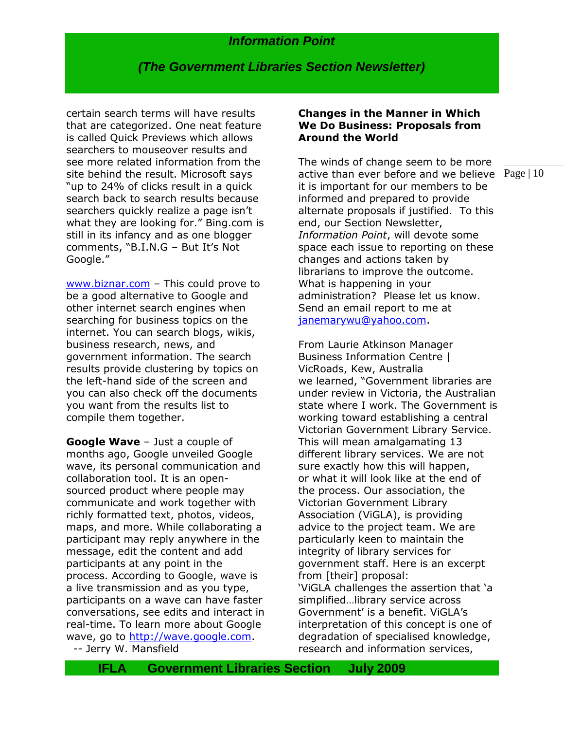certain search terms will have results that are categorized. One neat feature is called Quick Previews which allows searchers to mouseover results and see more related information from the site behind the result. Microsoft says "up to 24% of clicks result in a quick search back to search results because searchers quickly realize a page isn't what they are looking for." Bing.com is still in its infancy and as one blogger comments, "B.I.N.G – But It's Not Google."

[www.biznar.com](http://www.biznar.com) – This could prove to be a good alternative to Google and other internet search engines when searching for business topics on the internet. You can search blogs, wikis, business research, news, and government information. The search results provide clustering by topics on the left-hand side of the screen and you can also check off the documents you want from the results list to compile them together.

**Google Wave** – Just a couple of months ago, Google unveiled Google wave, its personal communication and collaboration tool. It is an open-sourced product where people may communicate and work together with richly formatted text, photos, videos, maps, and more. While collaborating a participant may reply anywhere in the message, edit the content and add participants at any point in the process. According to Google, wave is a live transmission and as you type, participants on a wave can have faster conversations, see edits and interact in real-time. To learn more about Google wave, go to [http://wave.google.com](http://wave.google.com).

-- Jerry W. Mansfield

**Changes in the Manner in Which We Do Business: Proposals from Around the World**

The winds of change seem to be more active than ever before and we believe it is important for our members to be informed and prepared to provide alternate proposals if justified. To this end, our Section Newsletter, *Information Point*, will devote some space each issue to reporting on these changes and actions taken by librarians to improve the outcome. What is happening in your administration? Please let us know. Send an email report to me at [janemarywu@yahoo.com](mailto:janemarywu@yahoo.com).

From Laurie Atkinson Manager Business Information Centre | VicRoads, Kew, Australia we learned, "Government libraries are under review in Victoria, the Australian state where I work. The Government is working toward establishing a central Victorian Government Library Service. This will mean amalgamating 13 different library services. We are not sure exactly how this will happen, or what it will look like at the end of the process. Our association, the Victorian Government Library Association (ViGLA), is providing advice to the project team. We are particularly keen to maintain the integrity of library services for government staff. Here is an excerpt from [their] proposal:
'ViGLA challenges the assertion that 'a simplified…library service across Government' is a benefit. ViGLA's interpretation of this concept is one of degradation of specialised knowledge, research and information services,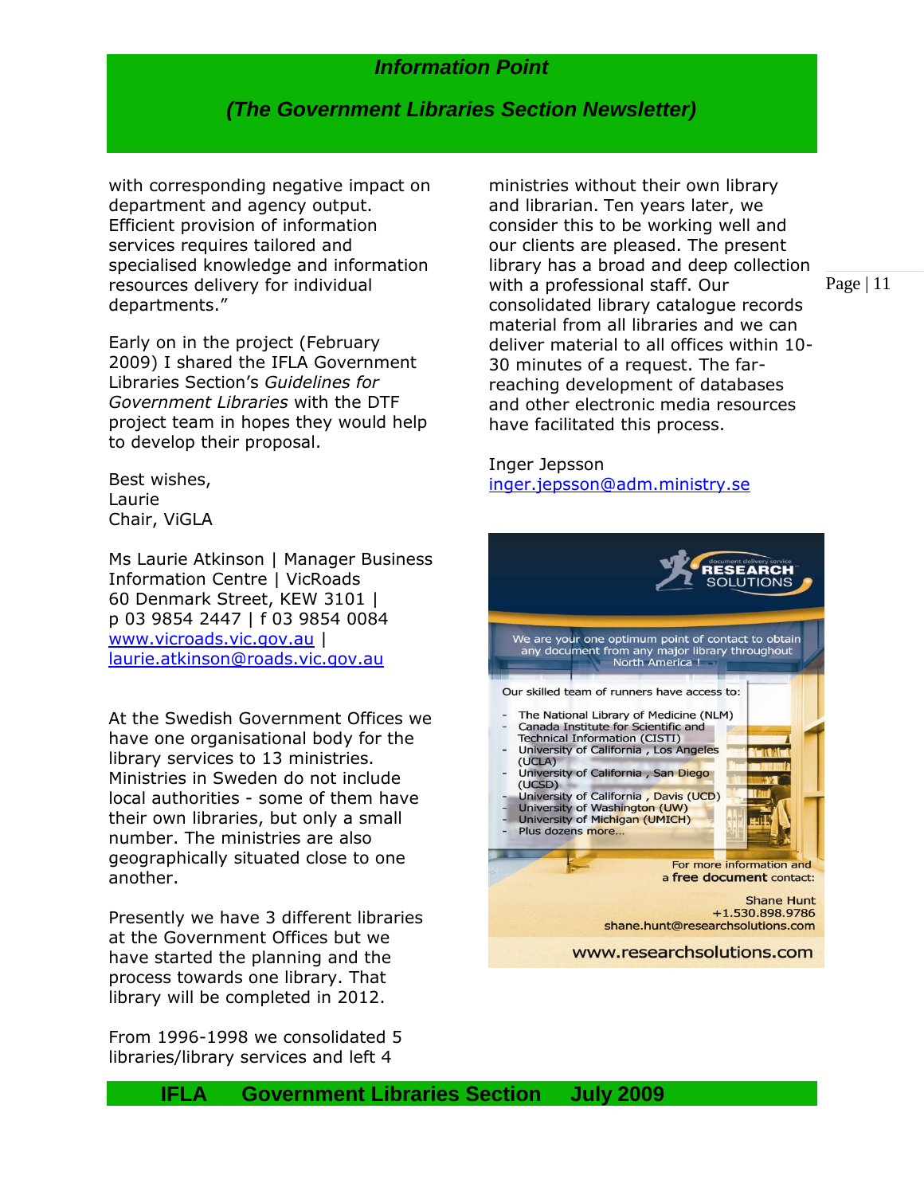with corresponding negative impact on department and agency output. Efficient provision of information services requires tailored and specialised knowledge and information resources delivery for individual departments."

Early on in the project (February 2009) I shared the IFLA Government Libraries Section's *Guidelines for Government Libraries* with the DTF project team in hopes they would help to develop their proposal.

Best wishes,
Laurie
Chair, ViGLA

Ms Laurie Atkinson | Manager Business Information Centre | VicRoads
60 Denmark Street, KEW 3101 |
p 03 9854 2447 | f 03 9854 0084
[www.vicroads.vic.gov.au](http://www.vicroads.vic.gov.au) |
[laurie.atkinson@roads.vic.gov.au](mailto:laurie.atkinson@roads.vic.gov.au)

At the Swedish Government Offices we have one organisational body for the library services to 13 ministries. Ministries in Sweden do not include local authorities - some of them have their own libraries, but only a small number. The ministries are also geographically situated close to one another.

Presently we have 3 different libraries at the Government Offices but we have started the planning and the process towards one library. That library will be completed in 2012.

From 1996-1998 we consolidated 5 libraries/library services and left 4 ministries without their own library and librarian. Ten years later, we consider this to be working well and our clients are pleased. The present library has a broad and deep collection with a professional staff. Our consolidated library catalogue records material from all libraries and we can deliver material to all offices within 10-30 minutes of a request. The far-reaching development of databases and other electronic media resources have facilitated this process.

Inger Jepsson
[inger.jepsson@adm.ministry.se](mailto:inger.jepsson@adm.ministry.se)

document delivery service
RESEARCH SOLUTIONS

We are your one optimum point of contact to obtain any document from any major library throughout North America !

Our skilled team of runners have access to:

- The National Library of Medicine (NLM)
- Canada Institute for Scientific and Technical Information (CISTI)
- University of California , Los Angeles (UCLA)
- University of California , San Diego (UCSD)
- University of California , Davis (UCD)
- University of Washington (UW)
- University of Michigan (UMICH)
- Plus dozens more...

For more information and a **free document** contact:

Shane Hunt
+1.530.898.9786
shane.hunt@researchsolutions.com

www.researchsolutions.com